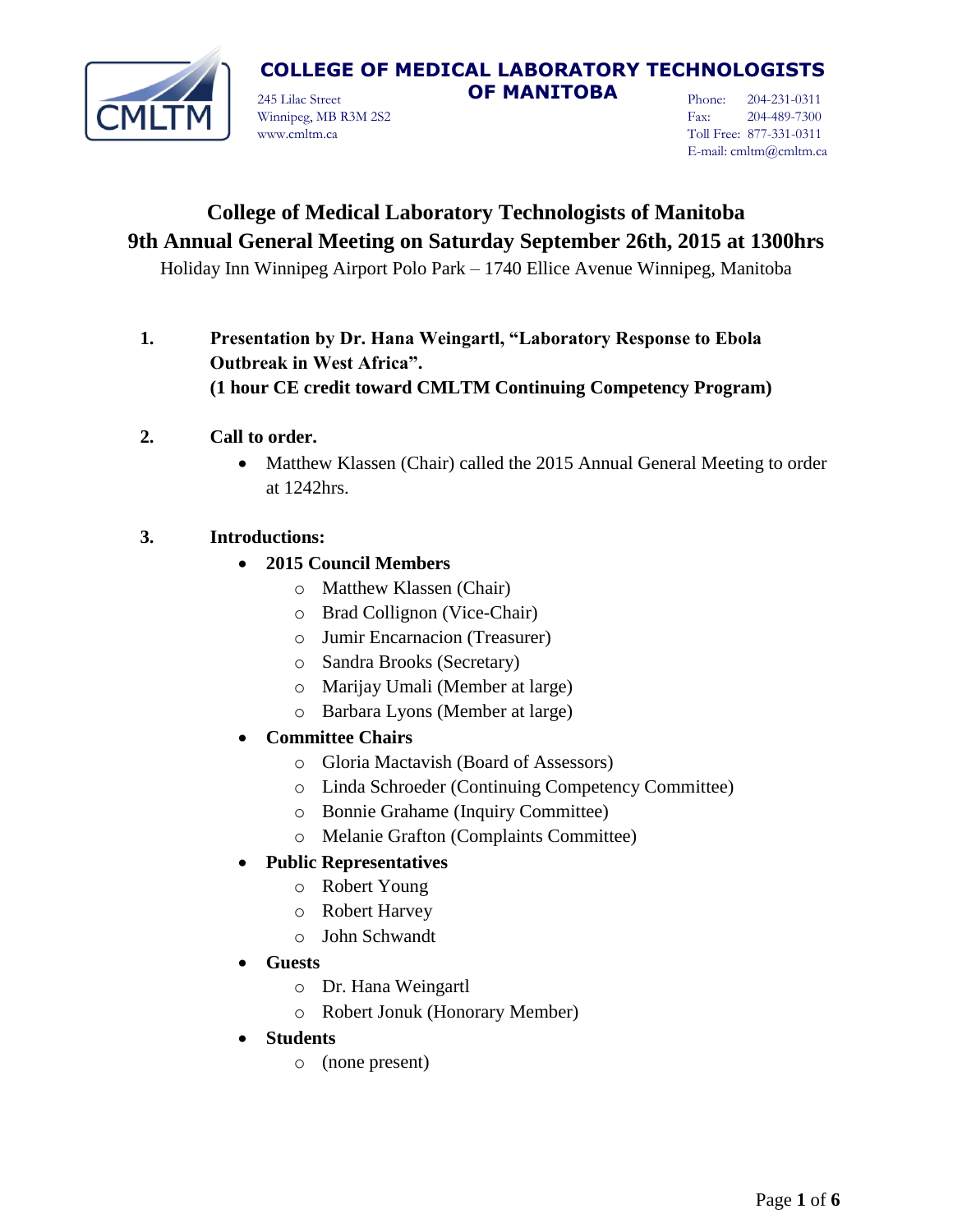**COLLEGE OF MEDICAL LABORATORY TECHNOLOGISTS OF MANITOBA**

245 Lilac Street
Winnipeg, MB R3M 2S2
www.cmltm.ca

Phone: 204-231-0311
Fax: 204-489-7300
Toll Free: 877-331-0311
E-mail: cmltm@cmltm.ca

# College of Medical Laboratory Technologists of Manitoba
## 9th Annual General Meeting on Saturday September 26th, 2015 at 1300hrs

Holiday Inn Winnipeg Airport Polo Park – 1740 Ellice Avenue Winnipeg, Manitoba

1. **Presentation by Dr. Hana Weingartl, "Laboratory Response to Ebola Outbreak in West Africa". (1 hour CE credit toward CMLTM Continuing Competency Program)**

2. **Call to order.**
   - Matthew Klassen (Chair) called the 2015 Annual General Meeting to order at 1242hrs.

3. **Introductions:**
   - **2015 Council Members**
     - Matthew Klassen (Chair)
     - Brad Collignon (Vice-Chair)
     - Jumir Encarnacion (Treasurer)
     - Sandra Brooks (Secretary)
     - Marijay Umali (Member at large)
     - Barbara Lyons (Member at large)
   - **Committee Chairs**
     - Gloria Mactavish (Board of Assessors)
     - Linda Schroeder (Continuing Competency Committee)
     - Bonnie Grahame (Inquiry Committee)
     - Melanie Grafton (Complaints Committee)
   - **Public Representatives**
     - Robert Young
     - Robert Harvey
     - John Schwandt
   - **Guests**
     - Dr. Hana Weingartl
     - Robert Jonuk (Honorary Member)
   - **Students**
     - (none present)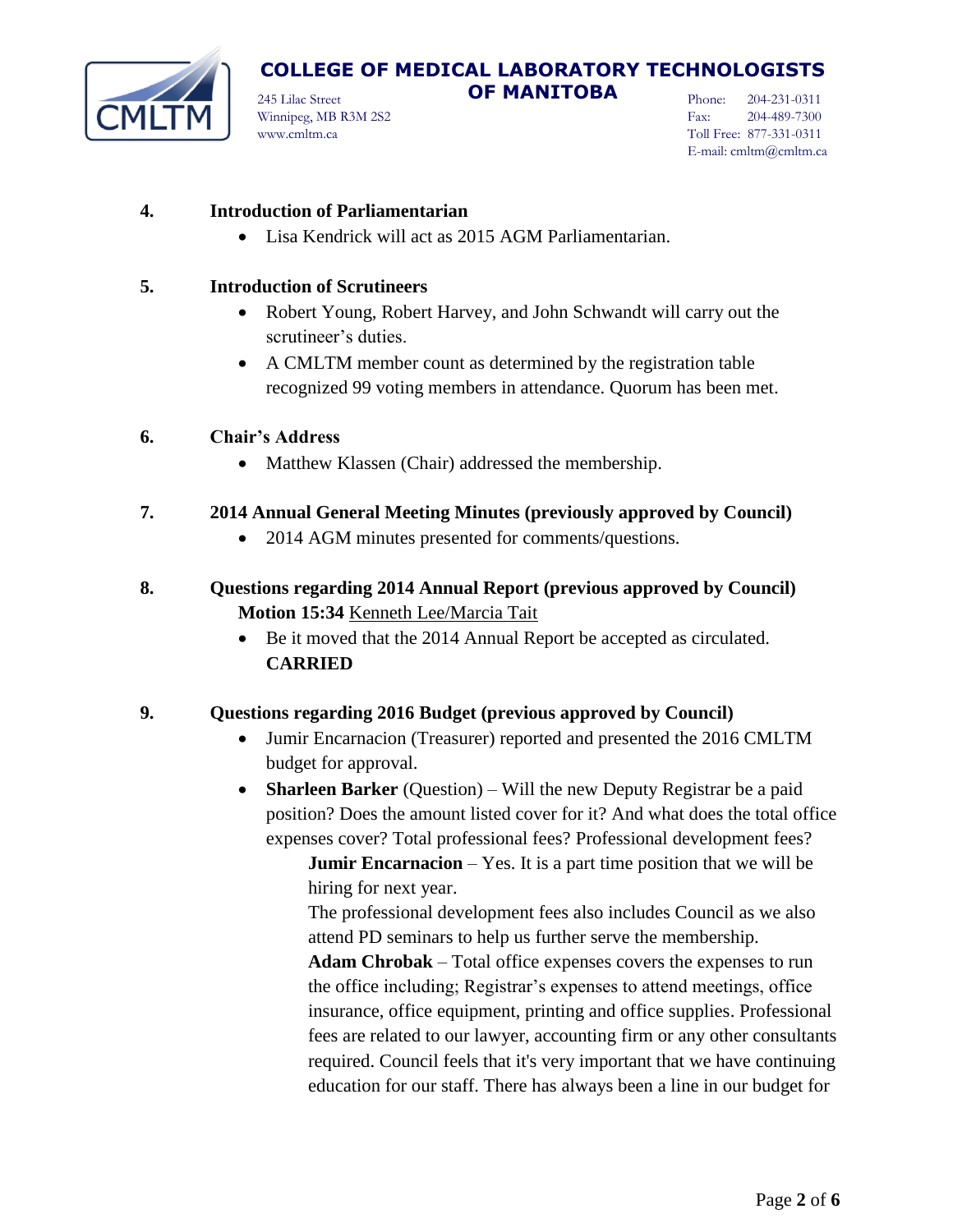**4. Introduction of Parliamentarian**

- Lisa Kendrick will act as 2015 AGM Parliamentarian.

**5. Introduction of Scrutineers**

- Robert Young, Robert Harvey, and John Schwandt will carry out the scrutineer's duties.
- A CMLTM member count as determined by the registration table recognized 99 voting members in attendance. Quorum has been met.

**6. Chair's Address**

- Matthew Klassen (Chair) addressed the membership.

**7. 2014 Annual General Meeting Minutes (previously approved by Council)**

- 2014 AGM minutes presented for comments/questions.

**8. Questions regarding 2014 Annual Report (previous approved by Council)**

**Motion 15:34** Kenneth Lee/Marcia Tait

- Be it moved that the 2014 Annual Report be accepted as circulated. **CARRIED**

**9. Questions regarding 2016 Budget (previous approved by Council)**

- Jumir Encarnacion (Treasurer) reported and presented the 2016 CMLTM budget for approval.
- **Sharleen Barker** (Question) – Will the new Deputy Registrar be a paid position? Does the amount listed cover for it? And what does the total office expenses cover? Total professional fees? Professional development fees?

  **Jumir Encarnacion** – Yes. It is a part time position that we will be hiring for next year.

  The professional development fees also includes Council as we also attend PD seminars to help us further serve the membership.

  **Adam Chrobak** – Total office expenses covers the expenses to run the office including; Registrar's expenses to attend meetings, office insurance, office equipment, printing and office supplies. Professional fees are related to our lawyer, accounting firm or any other consultants required. Council feels that it's very important that we have continuing education for our staff. There has always been a line in our budget for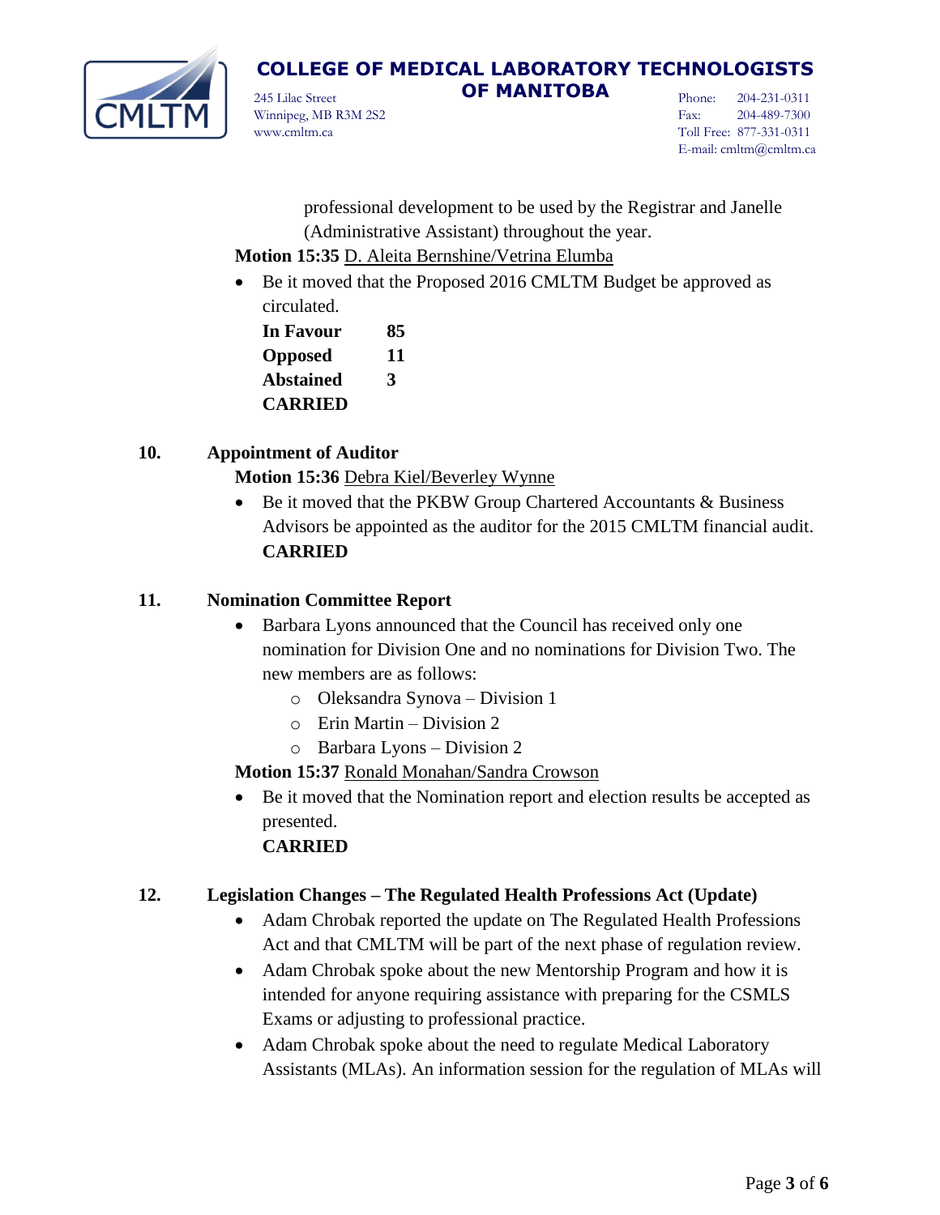professional development to be used by the Registrar and Janelle (Administrative Assistant) throughout the year.

**Motion 15:35** D. Aleita Bernshine/Vetrina Elumba

- Be it moved that the Proposed 2016 CMLTM Budget be approved as circulated.

  **In Favour** 85
  **Opposed** 11
  **Abstained** 3
  **CARRIED**

## 10. Appointment of Auditor

**Motion 15:36** Debra Kiel/Beverley Wynne

- Be it moved that the PKBW Group Chartered Accountants & Business Advisors be appointed as the auditor for the 2015 CMLTM financial audit.
  **CARRIED**

## 11. Nomination Committee Report

- Barbara Lyons announced that the Council has received only one nomination for Division One and no nominations for Division Two. The new members are as follows:
  - Oleksandra Synova – Division 1
  - Erin Martin – Division 2
  - Barbara Lyons – Division 2

**Motion 15:37** Ronald Monahan/Sandra Crowson

- Be it moved that the Nomination report and election results be accepted as presented.
  **CARRIED**

## 12. Legislation Changes – The Regulated Health Professions Act (Update)

- Adam Chrobak reported the update on The Regulated Health Professions Act and that CMLTM will be part of the next phase of regulation review.
- Adam Chrobak spoke about the new Mentorship Program and how it is intended for anyone requiring assistance with preparing for the CSMLS Exams or adjusting to professional practice.
- Adam Chrobak spoke about the need to regulate Medical Laboratory Assistants (MLAs). An information session for the regulation of MLAs will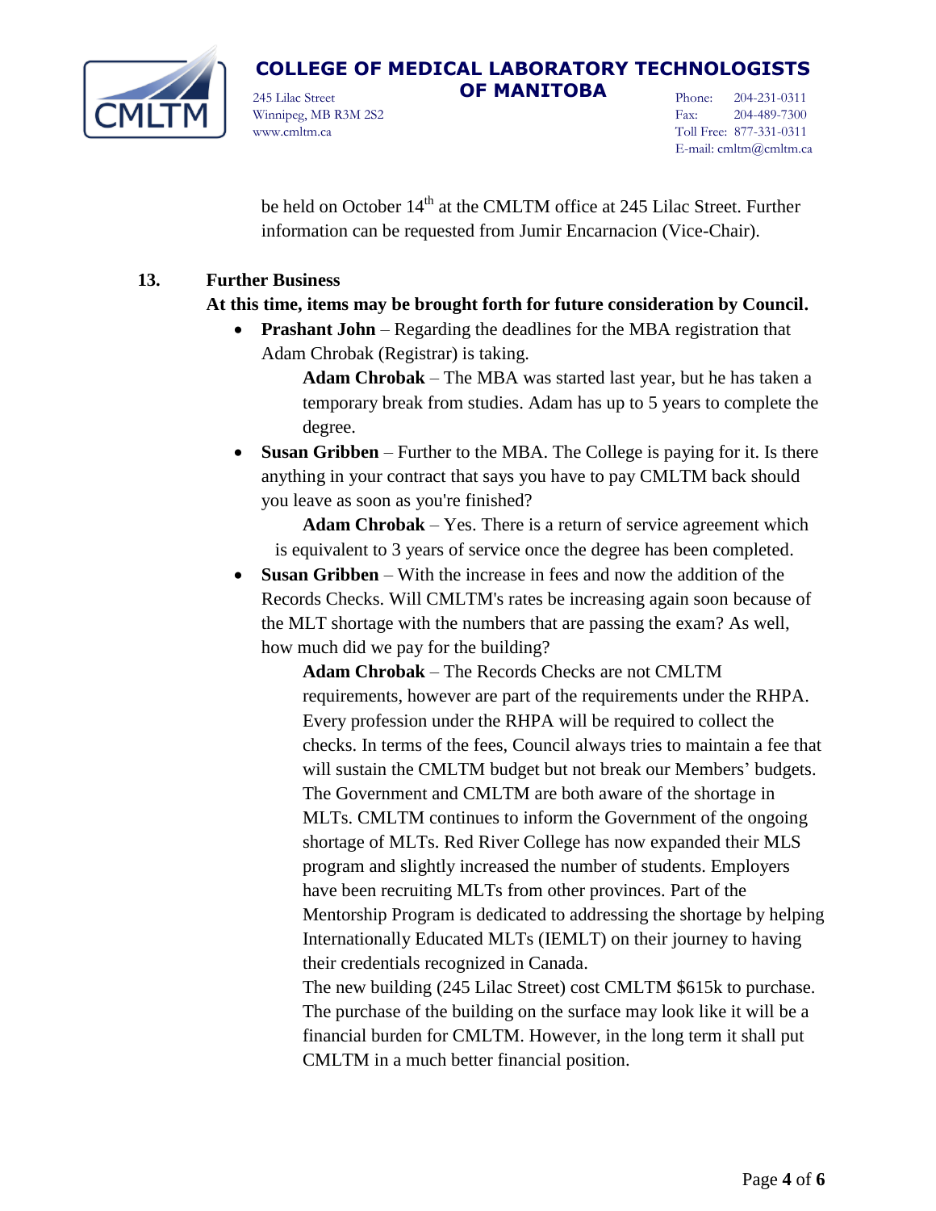be held on October 14th at the CMLTM office at 245 Lilac Street. Further information can be requested from Jumir Encarnacion (Vice-Chair).

**13. Further Business**

**At this time, items may be brought forth for future consideration by Council.**

- **Prashant John** – Regarding the deadlines for the MBA registration that Adam Chrobak (Registrar) is taking.

  **Adam Chrobak** – The MBA was started last year, but he has taken a temporary break from studies. Adam has up to 5 years to complete the degree.

- **Susan Gribben** – Further to the MBA. The College is paying for it. Is there anything in your contract that says you have to pay CMLTM back should you leave as soon as you're finished?

  **Adam Chrobak** – Yes. There is a return of service agreement which is equivalent to 3 years of service once the degree has been completed.

- **Susan Gribben** – With the increase in fees and now the addition of the Records Checks. Will CMLTM's rates be increasing again soon because of the MLT shortage with the numbers that are passing the exam? As well, how much did we pay for the building?

  **Adam Chrobak** – The Records Checks are not CMLTM requirements, however are part of the requirements under the RHPA. Every profession under the RHPA will be required to collect the checks. In terms of the fees, Council always tries to maintain a fee that will sustain the CMLTM budget but not break our Members' budgets. The Government and CMLTM are both aware of the shortage in MLTs. CMLTM continues to inform the Government of the ongoing shortage of MLTs. Red River College has now expanded their MLS program and slightly increased the number of students. Employers have been recruiting MLTs from other provinces. Part of the Mentorship Program is dedicated to addressing the shortage by helping Internationally Educated MLTs (IEMLT) on their journey to having their credentials recognized in Canada.

  The new building (245 Lilac Street) cost CMLTM $615k to purchase. The purchase of the building on the surface may look like it will be a financial burden for CMLTM. However, in the long term it shall put CMLTM in a much better financial position.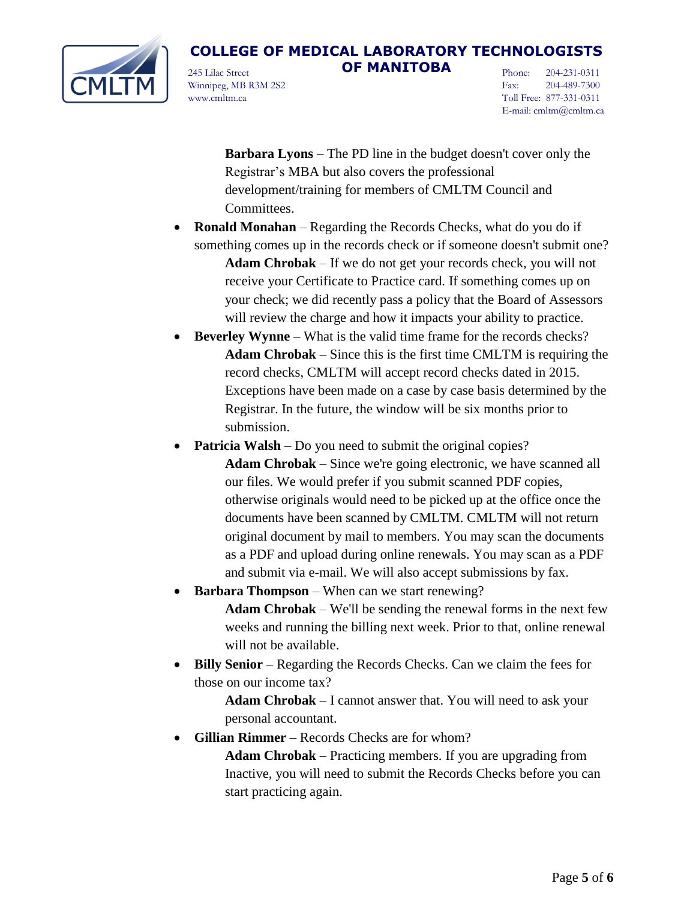**Barbara Lyons** – The PD line in the budget doesn't cover only the Registrar's MBA but also covers the professional development/training for members of CMLTM Council and Committees.

- **Ronald Monahan** – Regarding the Records Checks, what do you do if something comes up in the records check or if someone doesn't submit one?

  **Adam Chrobak** – If we do not get your records check, you will not receive your Certificate to Practice card. If something comes up on your check; we did recently pass a policy that the Board of Assessors will review the charge and how it impacts your ability to practice.

- **Beverley Wynne** – What is the valid time frame for the records checks?

  **Adam Chrobak** – Since this is the first time CMLTM is requiring the record checks, CMLTM will accept record checks dated in 2015. Exceptions have been made on a case by case basis determined by the Registrar. In the future, the window will be six months prior to submission.

- **Patricia Walsh** – Do you need to submit the original copies?

  **Adam Chrobak** – Since we're going electronic, we have scanned all our files. We would prefer if you submit scanned PDF copies, otherwise originals would need to be picked up at the office once the documents have been scanned by CMLTM. CMLTM will not return original document by mail to members. You may scan the documents as a PDF and upload during online renewals. You may scan as a PDF and submit via e-mail. We will also accept submissions by fax.

- **Barbara Thompson** – When can we start renewing?

  **Adam Chrobak** – We'll be sending the renewal forms in the next few weeks and running the billing next week. Prior to that, online renewal will not be available.

- **Billy Senior** – Regarding the Records Checks. Can we claim the fees for those on our income tax?

  **Adam Chrobak** – I cannot answer that. You will need to ask your personal accountant.

- **Gillian Rimmer** – Records Checks are for whom?

  **Adam Chrobak** – Practicing members. If you are upgrading from Inactive, you will need to submit the Records Checks before you can start practicing again.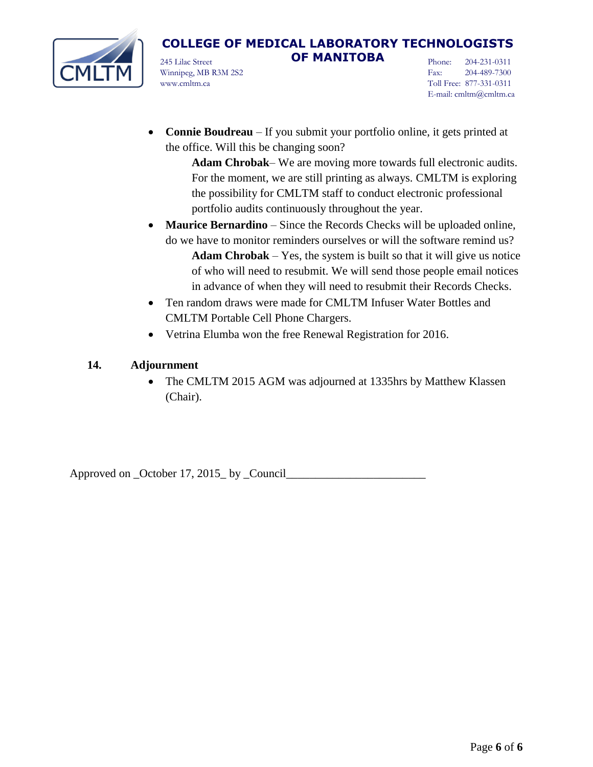- **Connie Boudreau** – If you submit your portfolio online, it gets printed at the office. Will this be changing soon?

  **Adam Chrobak**– We are moving more towards full electronic audits. For the moment, we are still printing as always. CMLTM is exploring the possibility for CMLTM staff to conduct electronic professional portfolio audits continuously throughout the year.

- **Maurice Bernardino** – Since the Records Checks will be uploaded online, do we have to monitor reminders ourselves or will the software remind us?

  **Adam Chrobak** – Yes, the system is built so that it will give us notice of who will need to resubmit. We will send those people email notices in advance of when they will need to resubmit their Records Checks.

- Ten random draws were made for CMLTM Infuser Water Bottles and CMLTM Portable Cell Phone Chargers.
- Vetrina Elumba won the free Renewal Registration for 2016.

### 14. Adjournment

- The CMLTM 2015 AGM was adjourned at 1335hrs by Matthew Klassen (Chair).

Approved on _October 17, 2015_ by _Council________________________